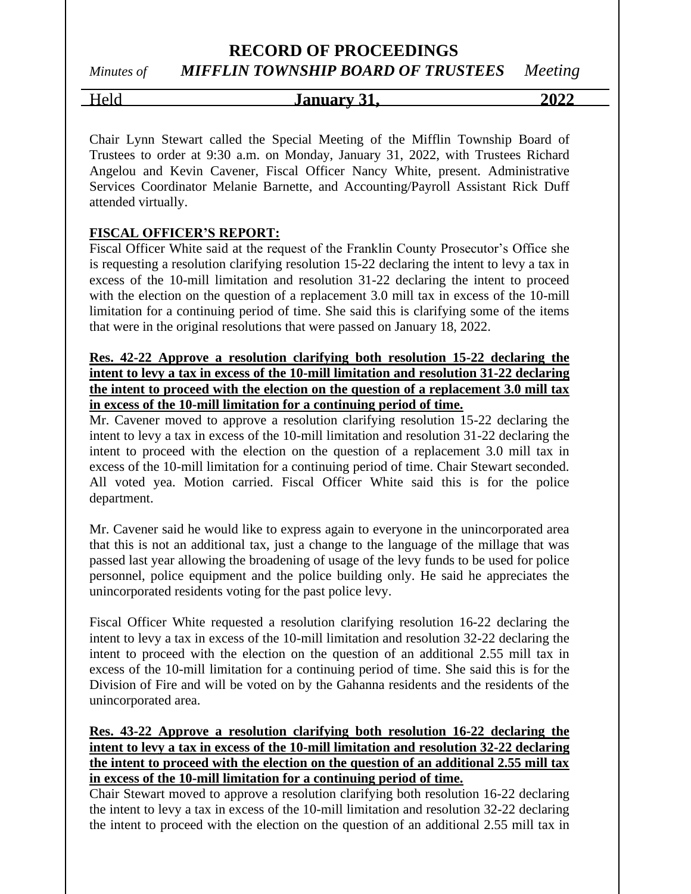# RECORD OF PROCEEDINGS

*Minutes of* ***MIFFLIN TOWNSHIP BOARD OF TRUSTEES*** *Meeting*

Held **January 31, 2022**

Chair Lynn Stewart called the Special Meeting of the Mifflin Township Board of Trustees to order at 9:30 a.m. on Monday, January 31, 2022, with Trustees Richard Angelou and Kevin Cavener, Fiscal Officer Nancy White, present. Administrative Services Coordinator Melanie Barnette, and Accounting/Payroll Assistant Rick Duff attended virtually.

**FISCAL OFFICER'S REPORT:**

Fiscal Officer White said at the request of the Franklin County Prosecutor's Office she is requesting a resolution clarifying resolution 15-22 declaring the intent to levy a tax in excess of the 10-mill limitation and resolution 31-22 declaring the intent to proceed with the election on the question of a replacement 3.0 mill tax in excess of the 10-mill limitation for a continuing period of time. She said this is clarifying some of the items that were in the original resolutions that were passed on January 18, 2022.

**Res. 42-22 Approve a resolution clarifying both resolution 15-22 declaring the intent to levy a tax in excess of the 10-mill limitation and resolution 31-22 declaring the intent to proceed with the election on the question of a replacement 3.0 mill tax in excess of the 10-mill limitation for a continuing period of time.**

Mr. Cavener moved to approve a resolution clarifying resolution 15-22 declaring the intent to levy a tax in excess of the 10-mill limitation and resolution 31-22 declaring the intent to proceed with the election on the question of a replacement 3.0 mill tax in excess of the 10-mill limitation for a continuing period of time. Chair Stewart seconded. All voted yea. Motion carried. Fiscal Officer White said this is for the police department.

Mr. Cavener said he would like to express again to everyone in the unincorporated area that this is not an additional tax, just a change to the language of the millage that was passed last year allowing the broadening of usage of the levy funds to be used for police personnel, police equipment and the police building only. He said he appreciates the unincorporated residents voting for the past police levy.

Fiscal Officer White requested a resolution clarifying resolution 16-22 declaring the intent to levy a tax in excess of the 10-mill limitation and resolution 32-22 declaring the intent to proceed with the election on the question of an additional 2.55 mill tax in excess of the 10-mill limitation for a continuing period of time. She said this is for the Division of Fire and will be voted on by the Gahanna residents and the residents of the unincorporated area.

**Res. 43-22 Approve a resolution clarifying both resolution 16-22 declaring the intent to levy a tax in excess of the 10-mill limitation and resolution 32-22 declaring the intent to proceed with the election on the question of an additional 2.55 mill tax in excess of the 10-mill limitation for a continuing period of time.**

Chair Stewart moved to approve a resolution clarifying both resolution 16-22 declaring the intent to levy a tax in excess of the 10-mill limitation and resolution 32-22 declaring the intent to proceed with the election on the question of an additional 2.55 mill tax in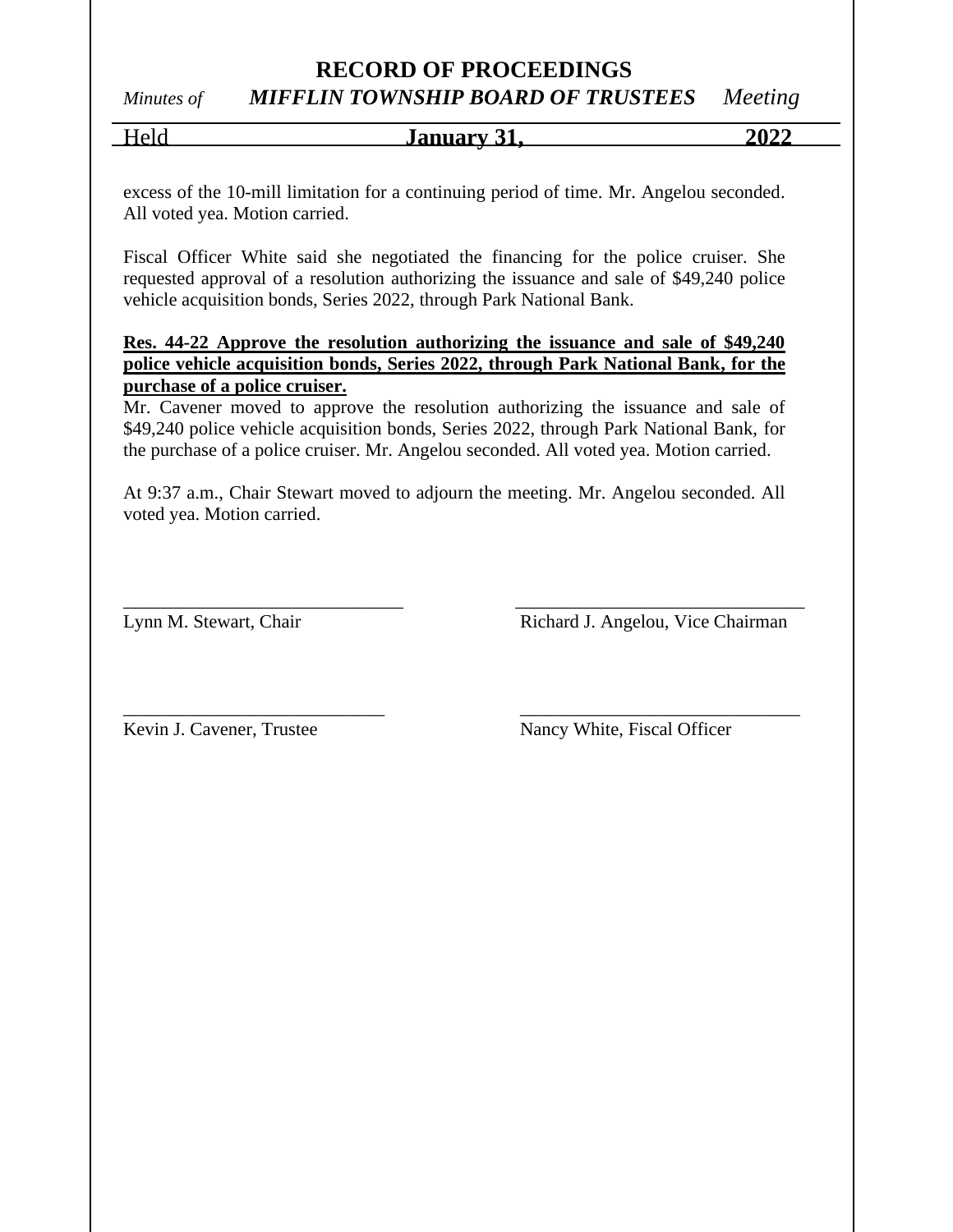excess of the 10-mill limitation for a continuing period of time. Mr. Angelou seconded. All voted yea. Motion carried.

Fiscal Officer White said she negotiated the financing for the police cruiser. She requested approval of a resolution authorizing the issuance and sale of $49,240 police vehicle acquisition bonds, Series 2022, through Park National Bank.

**Res. 44-22 Approve the resolution authorizing the issuance and sale of $49,240 police vehicle acquisition bonds, Series 2022, through Park National Bank, for the purchase of a police cruiser.**

Mr. Cavener moved to approve the resolution authorizing the issuance and sale of $49,240 police vehicle acquisition bonds, Series 2022, through Park National Bank, for the purchase of a police cruiser. Mr. Angelou seconded. All voted yea. Motion carried.

At 9:37 a.m., Chair Stewart moved to adjourn the meeting. Mr. Angelou seconded. All voted yea. Motion carried.

______________________________ Lynn M. Stewart, Chair

______________________________ Richard J. Angelou, Vice Chairman

______________________________ Kevin J. Cavener, Trustee

______________________________ Nancy White, Fiscal Officer